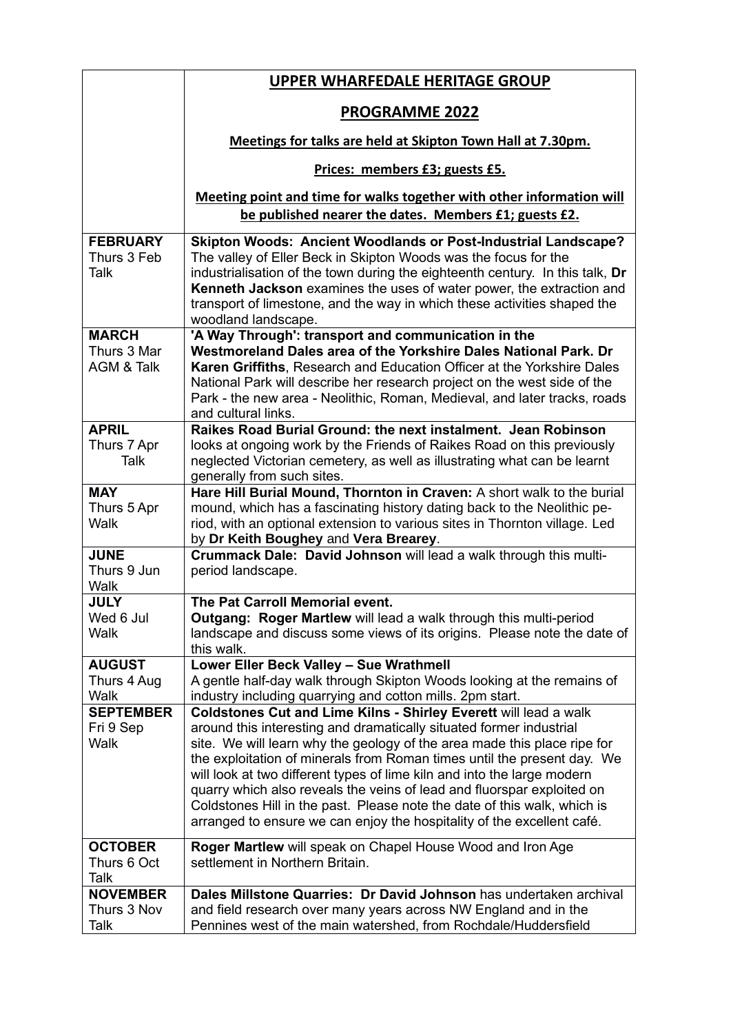| | **UPPER WHARFEDALE HERITAGE GROUP**<br><br>**PROGRAMME 2022**<br><br>**Meetings for talks are held at Skipton Town Hall at 7.30pm.**<br><br>**Prices: members £3; guests £5.**<br><br>**Meeting point and time for walks together with other information will be published nearer the dates. Members £1; guests £2.** |
|---|---|
| **FEBRUARY**<br>Thurs 3 Feb<br>Talk | **Skipton Woods: Ancient Woodlands or Post-Industrial Landscape?** The valley of Eller Beck in Skipton Woods was the focus for the industrialisation of the town during the eighteenth century. In this talk, **Dr Kenneth Jackson** examines the uses of water power, the extraction and transport of limestone, and the way in which these activities shaped the woodland landscape. |
| **MARCH**<br>Thurs 3 Mar<br>AGM & Talk | **'A Way Through': transport and communication in the Westmoreland Dales area of the Yorkshire Dales National Park. Dr Karen Griffiths**, Research and Education Officer at the Yorkshire Dales National Park will describe her research project on the west side of the Park - the new area - Neolithic, Roman, Medieval, and later tracks, roads and cultural links. |
| **APRIL**<br>Thurs 7 Apr<br>Talk | **Raikes Road Burial Ground: the next instalment. Jean Robinson** looks at ongoing work by the Friends of Raikes Road on this previously neglected Victorian cemetery, as well as illustrating what can be learnt generally from such sites. |
| **MAY**<br>Thurs 5 Apr<br>Walk | **Hare Hill Burial Mound, Thornton in Craven:** A short walk to the burial mound, which has a fascinating history dating back to the Neolithic period, with an optional extension to various sites in Thornton village. Led by **Dr Keith Boughey** and **Vera Brearey**. |
| **JUNE**<br>Thurs 9 Jun<br>Walk | **Crummack Dale: David Johnson** will lead a walk through this multi-period landscape. |
| **JULY**<br>Wed 6 Jul<br>Walk | **The Pat Carroll Memorial event.**<br>**Outgang: Roger Martlew** will lead a walk through this multi-period landscape and discuss some views of its origins. Please note the date of this walk. |
| **AUGUST**<br>Thurs 4 Aug<br>Walk | **Lower Eller Beck Valley – Sue Wrathmell**<br>A gentle half-day walk through Skipton Woods looking at the remains of industry including quarrying and cotton mills. 2pm start. |
| **SEPTEMBER**<br>Fri 9 Sep<br>Walk | **Coldstones Cut and Lime Kilns - Shirley Everett** will lead a walk around this interesting and dramatically situated former industrial site. We will learn why the geology of the area made this place ripe for the exploitation of minerals from Roman times until the present day. We will look at two different types of lime kiln and into the large modern quarry which also reveals the veins of lead and fluorspar exploited on Coldstones Hill in the past. Please note the date of this walk, which is arranged to ensure we can enjoy the hospitality of the excellent café. |
| **OCTOBER**<br>Thurs 6 Oct<br>Talk | **Roger Martlew** will speak on Chapel House Wood and Iron Age settlement in Northern Britain. |
| **NOVEMBER**<br>Thurs 3 Nov<br>Talk | **Dales Millstone Quarries: Dr David Johnson** has undertaken archival and field research over many years across NW England and in the Pennines west of the main watershed, from Rochdale/Huddersfield |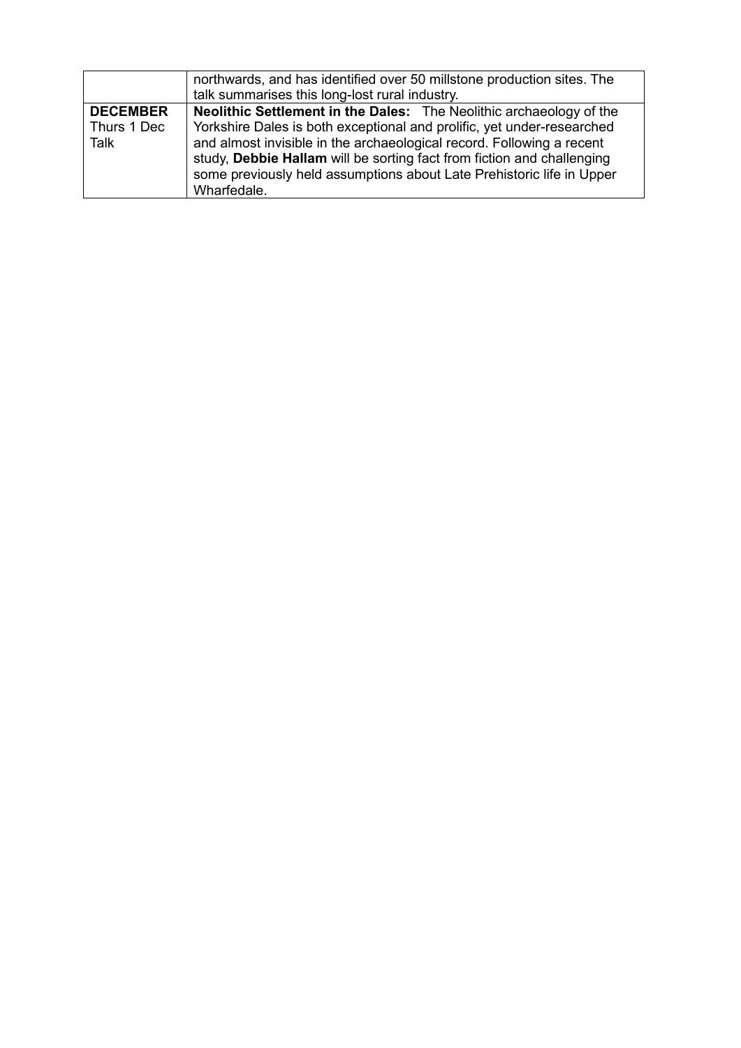| | |
|---|---|
| | northwards, and has identified over 50 millstone production sites. The talk summarises this long-lost rural industry. |
| **DECEMBER**<br>Thurs 1 Dec<br>Talk | **Neolithic Settlement in the Dales:** The Neolithic archaeology of the Yorkshire Dales is both exceptional and prolific, yet under-researched and almost invisible in the archaeological record. Following a recent study, **Debbie Hallam** will be sorting fact from fiction and challenging some previously held assumptions about Late Prehistoric life in Upper Wharfedale. |